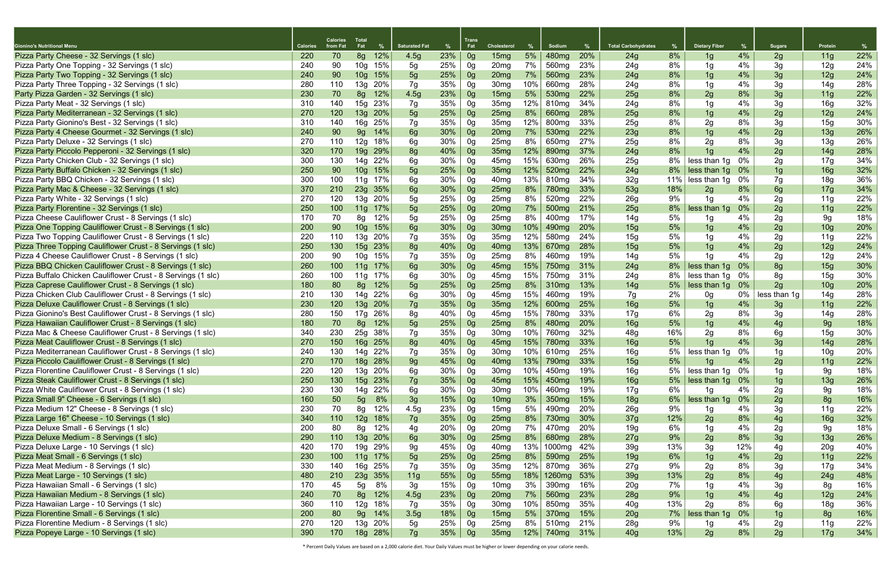| Gionino's Nutritional Menu | Calories | Calories from Fat | Total Fat | % | Saturated Fat | % | Trans Fat | Cholesterol | % | Sodium | % | Total Carbohydrates | % | Dietary Fiber | % | Sugars | Protein | % |
|---|---|---|---|---|---|---|---|---|---|---|---|---|---|---|---|---|---|---|
| Pizza Party Cheese - 32 Servings (1 slc) | 220 | 70 | 8g | 12% | 4.5g | 23% | 0g | 15mg | 5% | 480mg | 20% | 24g | 8% | 1g | 4% | 2g | 11g | 22% |
| Pizza Party One Topping - 32 Servings (1 slc) | 240 | 90 | 10g | 15% | 5g | 25% | 0g | 20mg | 7% | 560mg | 23% | 24g | 8% | 1g | 4% | 3g | 12g | 24% |
| Pizza Party Two Topping - 32 Servings (1 slc) | 240 | 90 | 10g | 15% | 5g | 25% | 0g | 20mg | 7% | 560mg | 23% | 24g | 8% | 1g | 4% | 3g | 12g | 24% |
| Pizza Party Three Topping - 32 Servings (1 slc) | 280 | 110 | 13g | 20% | 7g | 35% | 0g | 30mg | 10% | 660mg | 28% | 24g | 8% | 1g | 4% | 3g | 14g | 28% |
| Party Pizza Garden - 32 Servings (1 slc) | 230 | 70 | 8g | 12% | 4.5g | 23% | 0g | 15mg | 5% | 530mg | 22% | 25g | 8% | 2g | 8% | 3g | 11g | 22% |
| Pizza Party Meat - 32 Servings (1 slc) | 310 | 140 | 15g | 23% | 7g | 35% | 0g | 35mg | 12% | 810mg | 34% | 24g | 8% | 1g | 4% | 3g | 16g | 32% |
| Pizza Party Mediterranean - 32 Servings (1 slc) | 270 | 120 | 13g | 20% | 5g | 25% | 0g | 25mg | 8% | 660mg | 28% | 25g | 8% | 1g | 4% | 2g | 12g | 24% |
| Pizza Party Gionino's Best - 32 Servings (1 slc) | 310 | 140 | 16g | 25% | 7g | 35% | 0g | 35mg | 12% | 800mg | 33% | 25g | 8% | 2g | 8% | 3g | 15g | 30% |
| Pizza Party 4 Cheese Gourmet - 32 Servings (1 slc) | 240 | 90 | 9g | 14% | 6g | 30% | 0g | 20mg | 7% | 530mg | 22% | 23g | 8% | 1g | 4% | 2g | 13g | 26% |
| Pizza Party Deluxe - 32 Servings (1 slc) | 270 | 110 | 12g | 18% | 6g | 30% | 0g | 25mg | 8% | 650mg | 27% | 25g | 8% | 2g | 8% | 3g | 13g | 26% |
| Pizza Party Piccolo Pepperoni - 32 Servings (1 slc) | 320 | 170 | 19g | 29% | 8g | 40% | 0g | 35mg | 12% | 890mg | 37% | 24g | 8% | 1g | 4% | 2g | 14g | 28% |
| Pizza Party Chicken Club - 32 Servings (1 slc) | 300 | 130 | 14g | 22% | 6g | 30% | 0g | 45mg | 15% | 630mg | 26% | 25g | 8% | less than 1g | 0% | 2g | 17g | 34% |
| Pizza Party Buffalo Chicken - 32 Servings (1 slc) | 250 | 90 | 10g | 15% | 5g | 25% | 0g | 35mg | 12% | 520mg | 22% | 24g | 8% | less than 1g | 0% | 1g | 16g | 32% |
| Pizza Party BBQ Chicken - 32 Servings (1 slc) | 300 | 100 | 11g | 17% | 6g | 30% | 0g | 40mg | 13% | 810mg | 34% | 32g | 11% | less than 1g | 0% | 7g | 18g | 36% |
| Pizza Party Mac & Cheese - 32 Servings (1 slc) | 370 | 210 | 23g | 35% | 6g | 30% | 0g | 25mg | 8% | 780mg | 33% | 53g | 18% | 2g | 8% | 6g | 17g | 34% |
| Pizza Party White - 32 Servings (1 slc) | 270 | 120 | 13g | 20% | 5g | 25% | 0g | 25mg | 8% | 520mg | 22% | 26g | 9% | 1g | 4% | 2g | 11g | 22% |
| Pizza Party Florentine - 32 Servings (1 slc) | 250 | 100 | 11g | 17% | 5g | 25% | 0g | 20mg | 7% | 500mg | 21% | 25g | 8% | less than 1g | 0% | 2g | 11g | 22% |
| Pizza Cheese Cauliflower Crust - 8 Servings (1 slc) | 170 | 70 | 8g | 12% | 5g | 25% | 0g | 25mg | 8% | 400mg | 17% | 14g | 5% | 1g | 4% | 2g | 9g | 18% |
| Pizza One Topping Cauliflower Crust - 8 Servings (1 slc) | 200 | 90 | 10g | 15% | 6g | 30% | 0g | 30mg | 10% | 490mg | 20% | 15g | 5% | 1g | 4% | 2g | 10g | 20% |
| Pizza Two Topping Cauliflower Crust - 8 Servings (1 slc) | 220 | 110 | 13g | 20% | 7g | 35% | 0g | 35mg | 12% | 580mg | 24% | 15g | 5% | 1g | 4% | 2g | 11g | 22% |
| Pizza Three Topping Cauliflower Crust - 8 Servings (1 slc) | 250 | 130 | 15g | 23% | 8g | 40% | 0g | 40mg | 13% | 670mg | 28% | 15g | 5% | 1g | 4% | 2g | 12g | 24% |
| Pizza 4 Cheese Cauliflower Crust - 8 Servings (1 slc) | 200 | 90 | 10g | 15% | 7g | 35% | 0g | 25mg | 8% | 460mg | 19% | 14g | 5% | 1g | 4% | 2g | 12g | 24% |
| Pizza BBQ Chicken Cauliflower Crust - 8 Servings (1 slc) | 260 | 100 | 11g | 17% | 6g | 30% | 0g | 45mg | 15% | 750mg | 31% | 24g | 8% | less than 1g | 0% | 8g | 15g | 30% |
| Pizza Buffalo Chicken Cauliflower Crust - 8 Servings (1 slc) | 260 | 100 | 11g | 17% | 6g | 30% | 0g | 45mg | 15% | 750mg | 31% | 24g | 8% | less than 1g | 0% | 8g | 15g | 30% |
| Pizza Caprese Cauliflower Crust - 8 Servings (1 slc) | 180 | 80 | 8g | 12% | 5g | 25% | 0g | 25mg | 8% | 310mg | 13% | 14g | 5% | less than 1g | 0% | 2g | 10g | 20% |
| Pizza Chicken Club Cauliflower Crust - 8 Servings (1 slc) | 210 | 130 | 14g | 22% | 6g | 30% | 0g | 45mg | 15% | 460mg | 19% | 7g | 2% | 0g | 0% | less than 1g | 14g | 28% |
| Pizza Deluxe Cauliflower Crust - 8 Servings (1 slc) | 230 | 120 | 13g | 20% | 7g | 35% | 0g | 35mg | 12% | 600mg | 25% | 16g | 5% | 1g | 4% | 3g | 11g | 22% |
| Pizza Gionino's Best Cauliflower Crust - 8 Servings (1 slc) | 280 | 150 | 17g | 26% | 8g | 40% | 0g | 45mg | 15% | 780mg | 33% | 17g | 6% | 2g | 8% | 3g | 14g | 28% |
| Pizza Hawaiian Cauliflower Crust - 8 Servings (1 slc) | 180 | 70 | 8g | 12% | 5g | 25% | 0g | 25mg | 8% | 480mg | 20% | 16g | 5% | 1g | 4% | 4g | 9g | 18% |
| Pizza Mac & Cheese Cauliflower Crust - 8 Servings (1 slc) | 340 | 230 | 25g | 38% | 7g | 35% | 0g | 30mg | 10% | 760mg | 32% | 48g | 16% | 2g | 8% | 6g | 15g | 30% |
| Pizza Meat Cauliflower Crust - 8 Servings (1 slc) | 270 | 150 | 16g | 25% | 8g | 40% | 0g | 45mg | 15% | 780mg | 33% | 16g | 5% | 1g | 4% | 3g | 14g | 28% |
| Pizza Mediterranean Cauliflower Crust - 8 Servings (1 slc) | 240 | 130 | 14g | 22% | 7g | 35% | 0g | 30mg | 10% | 610mg | 25% | 16g | 5% | less than 1g | 0% | 1g | 10g | 20% |
| Pizza Piccolo Cauliflower Crust - 8 Servings (1 slc) | 270 | 170 | 18g | 28% | 9g | 45% | 0g | 40mg | 13% | 790mg | 33% | 15g | 5% | 1g | 4% | 2g | 11g | 22% |
| Pizza Florentine Cauliflower Crust - 8 Servings (1 slc) | 220 | 120 | 13g | 20% | 6g | 30% | 0g | 30mg | 10% | 450mg | 19% | 16g | 5% | less than 1g | 0% | 1g | 9g | 18% |
| Pizza Steak Cauliflower Crust - 8 Servings (1 slc) | 250 | 130 | 15g | 23% | 7g | 35% | 0g | 45mg | 15% | 450mg | 19% | 16g | 5% | less than 1g | 0% | 1g | 13g | 26% |
| Pizza White Cauliflower Crust - 8 Servings (1 slc) | 230 | 130 | 14g | 22% | 6g | 30% | 0g | 30mg | 10% | 460mg | 19% | 17g | 6% | 1g | 4% | 2g | 9g | 18% |
| Pizza Small 9" Cheese - 6 Servings (1 slc) | 160 | 50 | 5g | 8% | 3g | 15% | 0g | 10mg | 3% | 350mg | 15% | 18g | 6% | less than 1g | 0% | 2g | 8g | 16% |
| Pizza Medium 12" Cheese - 8 Servings (1 slc) | 230 | 70 | 8g | 12% | 4.5g | 23% | 0g | 15mg | 5% | 490mg | 20% | 26g | 9% | 1g | 4% | 3g | 11g | 22% |
| Pizza Large 16" Cheese - 10 Servings (1 slc) | 340 | 110 | 12g | 18% | 7g | 35% | 0g | 25mg | 8% | 730mg | 30% | 37g | 12% | 2g | 8% | 4g | 16g | 32% |
| Pizza Deluxe Small - 6 Servings (1 slc) | 200 | 80 | 8g | 12% | 4g | 20% | 0g | 20mg | 7% | 470mg | 20% | 19g | 6% | 1g | 4% | 2g | 9g | 18% |
| Pizza Deluxe Medium - 8 Servings (1 slc) | 290 | 110 | 13g | 20% | 6g | 30% | 0g | 25mg | 8% | 680mg | 28% | 27g | 9% | 2g | 8% | 3g | 13g | 26% |
| Pizza Deluxe Large - 10 Servings (1 slc) | 420 | 170 | 19g | 29% | 9g | 45% | 0g | 40mg | 13% | 1000mg | 42% | 39g | 13% | 3g | 12% | 4g | 20g | 40% |
| Pizza Meat Small - 6 Servings (1 slc) | 230 | 100 | 11g | 17% | 5g | 25% | 0g | 25mg | 8% | 590mg | 25% | 19g | 6% | 1g | 4% | 2g | 11g | 22% |
| Pizza Meat Medium - 8 Servings (1 slc) | 330 | 140 | 16g | 25% | 7g | 35% | 0g | 35mg | 12% | 870mg | 36% | 27g | 9% | 2g | 8% | 3g | 17g | 34% |
| Pizza Meat Large - 10 Servings (1 slc) | 480 | 210 | 23g | 35% | 11g | 55% | 0g | 55mg | 18% | 1260mg | 53% | 39g | 13% | 2g | 8% | 4g | 24g | 48% |
| Pizza Hawaiian Small - 6 Servings (1 slc) | 170 | 45 | 5g | 8% | 3g | 15% | 0g | 10mg | 3% | 390mg | 16% | 20g | 7% | 1g | 4% | 3g | 8g | 16% |
| Pizza Hawaiian Medium - 8 Servings (1 slc) | 240 | 70 | 8g | 12% | 4.5g | 23% | 0g | 20mg | 7% | 560mg | 23% | 28g | 9% | 1g | 4% | 4g | 12g | 24% |
| Pizza Hawaiian Large - 10 Servings (1 slc) | 360 | 110 | 12g | 18% | 7g | 35% | 0g | 30mg | 10% | 850mg | 35% | 40g | 13% | 2g | 8% | 6g | 18g | 36% |
| Pizza Florentine Small - 6 Servings (1 slc) | 200 | 80 | 9g | 14% | 3.5g | 18% | 0g | 15mg | 5% | 370mg | 15% | 20g | 7% | less than 1g | 0% | 1g | 8g | 16% |
| Pizza Florentine Medium - 8 Servings (1 slc) | 270 | 120 | 13g | 20% | 5g | 25% | 0g | 25mg | 8% | 510mg | 21% | 28g | 9% | 1g | 4% | 2g | 11g | 22% |
| Pizza Popeye Large - 10 Servings (1 slc) | 390 | 170 | 18g | 28% | 7g | 35% | 0g | 35mg | 12% | 740mg | 31% | 40g | 13% | 2g | 8% | 2g | 17g | 34% |

* Percent Daily Values are based on a 2,000 calorie diet. Your Daily Values must be higher or lower depending on your calorie needs.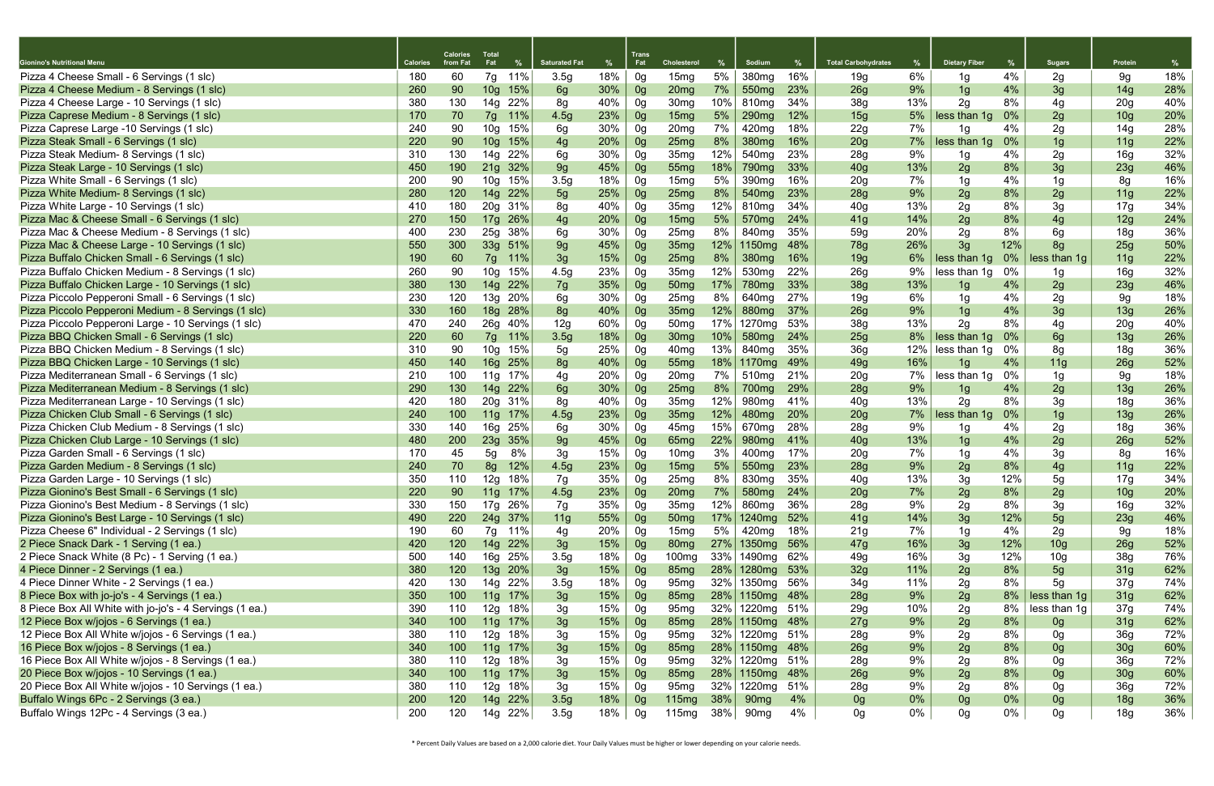| Gionino's Nutritional Menu | Calories | Calories from Fat | Total Fat | % | Saturated Fat | % | Trans Fat | Cholesterol | % | Sodium | % | Total Carbohydrates | % | Dietary Fiber | % | Sugars | Protein | % |
|---|---|---|---|---|---|---|---|---|---|---|---|---|---|---|---|---|---|---|
| Pizza 4 Cheese Small - 6 Servings (1 slc) | 180 | 60 | 7g | 11% | 3.5g | 18% | 0g | 15mg | 5% | 380mg | 16% | 19g | 6% | 1g | 4% | 2g | 9g | 18% |
| Pizza 4 Cheese Medium - 8 Servings (1 slc) | 260 | 90 | 10g | 15% | 6g | 30% | 0g | 20mg | 7% | 550mg | 23% | 26g | 9% | 1g | 4% | 3g | 14g | 28% |
| Pizza 4 Cheese Large - 10 Servings (1 slc) | 380 | 130 | 14g | 22% | 8g | 40% | 0g | 30mg | 10% | 810mg | 34% | 38g | 13% | 2g | 8% | 4g | 20g | 40% |
| Pizza Caprese Medium - 8 Servings (1 slc) | 170 | 70 | 7g | 11% | 4.5g | 23% | 0g | 15mg | 5% | 290mg | 12% | 15g | 5% | less than 1g | 0% | 2g | 10g | 20% |
| Pizza Caprese Large -10 Servings (1 slc) | 240 | 90 | 10g | 15% | 6g | 30% | 0g | 20mg | 7% | 420mg | 18% | 22g | 7% | 1g | 4% | 2g | 14g | 28% |
| Pizza Steak Small - 6 Servings (1 slc) | 220 | 90 | 10g | 15% | 4g | 20% | 0g | 25mg | 8% | 380mg | 16% | 20g | 7% | less than 1g | 0% | 1g | 11g | 22% |
| Pizza Steak Medium- 8 Servings (1 slc) | 310 | 130 | 14g | 22% | 6g | 30% | 0g | 35mg | 12% | 540mg | 23% | 28g | 9% | 1g | 4% | 2g | 16g | 32% |
| Pizza Steak Large - 10 Servings (1 slc) | 450 | 190 | 21g | 32% | 9g | 45% | 0g | 55mg | 18% | 790mg | 33% | 40g | 13% | 2g | 8% | 3g | 23g | 46% |
| Pizza White Small - 6 Servings (1 slc) | 200 | 90 | 10g | 15% | 3.5g | 18% | 0g | 15mg | 5% | 390mg | 16% | 20g | 7% | 1g | 4% | 1g | 8g | 16% |
| Pizza White Medium- 8 Servings (1 slc) | 280 | 120 | 14g | 22% | 5g | 25% | 0g | 25mg | 8% | 540mg | 23% | 28g | 9% | 2g | 8% | 2g | 11g | 22% |
| Pizza White Large - 10 Servings (1 slc) | 410 | 180 | 20g | 31% | 8g | 40% | 0g | 35mg | 12% | 810mg | 34% | 40g | 13% | 2g | 8% | 3g | 17g | 34% |
| Pizza Mac & Cheese Small - 6 Servings (1 slc) | 270 | 150 | 17g | 26% | 4g | 20% | 0g | 15mg | 5% | 570mg | 24% | 41g | 14% | 2g | 8% | 4g | 12g | 24% |
| Pizza Mac & Cheese Medium - 8 Servings (1 slc) | 400 | 230 | 25g | 38% | 6g | 30% | 0g | 25mg | 8% | 840mg | 35% | 59g | 20% | 2g | 8% | 6g | 18g | 36% |
| Pizza Mac & Cheese Large - 10 Servings (1 slc) | 550 | 300 | 33g | 51% | 9g | 45% | 0g | 35mg | 12% | 1150mg | 48% | 78g | 26% | 3g | 12% | 8g | 25g | 50% |
| Pizza Buffalo Chicken Small - 6 Servings (1 slc) | 190 | 60 | 7g | 11% | 3g | 15% | 0g | 25mg | 8% | 380mg | 16% | 19g | 6% | less than 1g | 0% | less than 1g | 11g | 22% |
| Pizza Buffalo Chicken Medium - 8 Servings (1 slc) | 260 | 90 | 10g | 15% | 4.5g | 23% | 0g | 35mg | 12% | 530mg | 22% | 26g | 9% | less than 1g | 0% | 1g | 16g | 32% |
| Pizza Buffalo Chicken Large - 10 Servings (1 slc) | 380 | 130 | 14g | 22% | 7g | 35% | 0g | 50mg | 17% | 780mg | 33% | 38g | 13% | 1g | 4% | 2g | 23g | 46% |
| Pizza Piccolo Pepperoni Small - 6 Servings (1 slc) | 230 | 120 | 13g | 20% | 6g | 30% | 0g | 25mg | 8% | 640mg | 27% | 19g | 6% | 1g | 4% | 2g | 9g | 18% |
| Pizza Piccolo Pepperoni Medium - 8 Servings (1 slc) | 330 | 160 | 18g | 28% | 8g | 40% | 0g | 35mg | 12% | 880mg | 37% | 26g | 9% | 1g | 4% | 3g | 13g | 26% |
| Pizza Piccolo Pepperoni Large - 10 Servings (1 slc) | 470 | 240 | 26g | 40% | 12g | 60% | 0g | 50mg | 17% | 1270mg | 53% | 38g | 13% | 2g | 8% | 4g | 20g | 40% |
| Pizza BBQ Chicken Small - 6 Servings (1 slc) | 220 | 60 | 7g | 11% | 3.5g | 18% | 0g | 30mg | 10% | 580mg | 24% | 25g | 8% | less than 1g | 0% | 6g | 13g | 26% |
| Pizza BBQ Chicken Medium - 8 Servings (1 slc) | 310 | 90 | 10g | 15% | 5g | 25% | 0g | 40mg | 13% | 840mg | 35% | 36g | 12% | less than 1g | 0% | 8g | 18g | 36% |
| Pizza BBQ Chicken Large - 10 Servings (1 slc) | 450 | 140 | 16g | 25% | 8g | 40% | 0g | 55mg | 18% | 1170mg | 49% | 49g | 16% | 1g | 4% | 11g | 26g | 52% |
| Pizza Mediterranean Small - 6 Servings (1 slc) | 210 | 100 | 11g | 17% | 4g | 20% | 0g | 20mg | 7% | 510mg | 21% | 20g | 7% | less than 1g | 0% | 1g | 9g | 18% |
| Pizza Mediterranean Medium - 8 Servings (1 slc) | 290 | 130 | 14g | 22% | 6g | 30% | 0g | 25mg | 8% | 700mg | 29% | 28g | 9% | 1g | 4% | 2g | 13g | 26% |
| Pizza Mediterranean Large - 10 Servings (1 slc) | 420 | 180 | 20g | 31% | 8g | 40% | 0g | 35mg | 12% | 980mg | 41% | 40g | 13% | 2g | 8% | 3g | 18g | 36% |
| Pizza Chicken Club Small - 6 Servings (1 slc) | 240 | 100 | 11g | 17% | 4.5g | 23% | 0g | 35mg | 12% | 480mg | 20% | 20g | 7% | less than 1g | 0% | 1g | 13g | 26% |
| Pizza Chicken Club Medium - 8 Servings (1 slc) | 330 | 140 | 16g | 25% | 6g | 30% | 0g | 45mg | 15% | 670mg | 28% | 28g | 9% | 1g | 4% | 2g | 18g | 36% |
| Pizza Chicken Club Large - 10 Servings (1 slc) | 480 | 200 | 23g | 35% | 9g | 45% | 0g | 65mg | 22% | 980mg | 41% | 40g | 13% | 1g | 4% | 2g | 26g | 52% |
| Pizza Garden Small - 6 Servings (1 slc) | 170 | 45 | 5g | 8% | 3g | 15% | 0g | 10mg | 3% | 400mg | 17% | 20g | 7% | 1g | 4% | 3g | 8g | 16% |
| Pizza Garden Medium - 8 Servings (1 slc) | 240 | 70 | 8g | 12% | 4.5g | 23% | 0g | 15mg | 5% | 550mg | 23% | 28g | 9% | 2g | 8% | 4g | 11g | 22% |
| Pizza Garden Large - 10 Servings (1 slc) | 350 | 110 | 12g | 18% | 7g | 35% | 0g | 25mg | 8% | 830mg | 35% | 40g | 13% | 3g | 12% | 5g | 17g | 34% |
| Pizza Gionino's Best Small - 6 Servings (1 slc) | 220 | 90 | 11g | 17% | 4.5g | 23% | 0g | 20mg | 7% | 580mg | 24% | 20g | 7% | 2g | 8% | 2g | 10g | 20% |
| Pizza Gionino's Best Medium - 8 Servings (1 slc) | 330 | 150 | 17g | 26% | 7g | 35% | 0g | 35mg | 12% | 860mg | 36% | 28g | 9% | 2g | 8% | 3g | 16g | 32% |
| Pizza Gionino's Best Large - 10 Servings (1 slc) | 490 | 220 | 24g | 37% | 11g | 55% | 0g | 50mg | 17% | 1240mg | 52% | 41g | 14% | 3g | 12% | 5g | 23g | 46% |
| Pizza Cheese 6" Individual - 2 Servings (1 slc) | 190 | 60 | 7g | 11% | 4g | 20% | 0g | 15mg | 5% | 420mg | 18% | 21g | 7% | 1g | 4% | 2g | 9g | 18% |
| 2 Piece Snack Dark - 1 Serving (1 ea.) | 420 | 120 | 14g | 22% | 3g | 15% | 0g | 80mg | 27% | 1350mg | 56% | 47g | 16% | 3g | 12% | 10g | 26g | 52% |
| 2 Piece Snack White (8 Pc) - 1 Serving (1 ea.) | 500 | 140 | 16g | 25% | 3.5g | 18% | 0g | 100mg | 33% | 1490mg | 62% | 49g | 16% | 3g | 12% | 10g | 38g | 76% |
| 4 Piece Dinner - 2 Servings (1 ea.) | 380 | 120 | 13g | 20% | 3g | 15% | 0g | 85mg | 28% | 1280mg | 53% | 32g | 11% | 2g | 8% | 5g | 31g | 62% |
| 4 Piece Dinner White - 2 Servings (1 ea.) | 420 | 130 | 14g | 22% | 3.5g | 18% | 0g | 95mg | 32% | 1350mg | 56% | 34g | 11% | 2g | 8% | 5g | 37g | 74% |
| 8 Piece Box with jo-jo's - 4 Servings (1 ea.) | 350 | 100 | 11g | 17% | 3g | 15% | 0g | 85mg | 28% | 1150mg | 48% | 28g | 9% | 2g | 8% | less than 1g | 31g | 62% |
| 8 Piece Box All White with jo-jo's - 4 Servings (1 ea.) | 390 | 110 | 12g | 18% | 3g | 15% | 0g | 95mg | 32% | 1220mg | 51% | 29g | 10% | 2g | 8% | less than 1g | 37g | 74% |
| 12 Piece Box w/jojos - 6 Servings (1 ea.) | 340 | 100 | 11g | 17% | 3g | 15% | 0g | 85mg | 28% | 1150mg | 48% | 27g | 9% | 2g | 8% | 0g | 31g | 62% |
| 12 Piece Box All White w/jojos - 6 Servings (1 ea.) | 380 | 110 | 12g | 18% | 3g | 15% | 0g | 95mg | 32% | 1220mg | 51% | 28g | 9% | 2g | 8% | 0g | 36g | 72% |
| 16 Piece Box w/jojos - 8 Servings (1 ea.) | 340 | 100 | 11g | 17% | 3g | 15% | 0g | 85mg | 28% | 1150mg | 48% | 26g | 9% | 2g | 8% | 0g | 30g | 60% |
| 16 Piece Box All White w/jojos - 8 Servings (1 ea.) | 380 | 110 | 12g | 18% | 3g | 15% | 0g | 95mg | 32% | 1220mg | 51% | 28g | 9% | 2g | 8% | 0g | 36g | 72% |
| 20 Piece Box w/jojos - 10 Servings (1 ea.) | 340 | 100 | 11g | 17% | 3g | 15% | 0g | 85mg | 28% | 1150mg | 48% | 26g | 9% | 2g | 8% | 0g | 30g | 60% |
| 20 Piece Box All White w/jojos - 10 Servings (1 ea.) | 380 | 110 | 12g | 18% | 3g | 15% | 0g | 95mg | 32% | 1220mg | 51% | 28g | 9% | 2g | 8% | 0g | 36g | 72% |
| Buffalo Wings 6Pc - 2 Servings (3 ea.) | 200 | 120 | 14g | 22% | 3.5g | 18% | 0g | 115mg | 38% | 90mg | 4% | 0g | 0% | 0g | 0% | 0g | 18g | 36% |
| Buffalo Wings 12Pc - 4 Servings (3 ea.) | 200 | 120 | 14g | 22% | 3.5g | 18% | 0g | 115mg | 38% | 90mg | 4% | 0g | 0% | 0g | 0% | 0g | 18g | 36% |

* Percent Daily Values are based on a 2,000 calorie diet. Your Daily Values must be higher or lower depending on your calorie needs.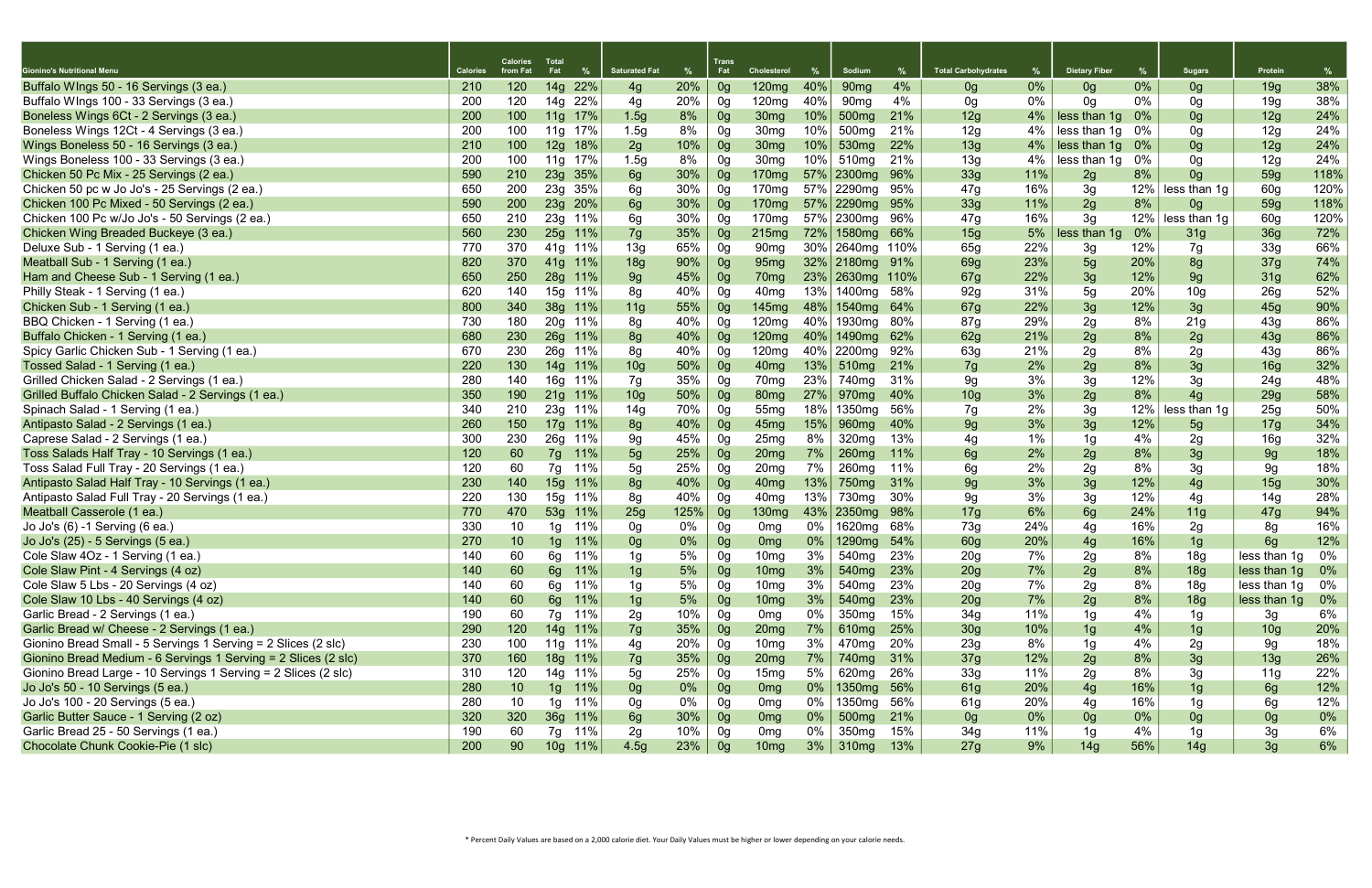| Gionino's Nutritional Menu | Calories | Calories from Fat | Total Fat | % | Saturated Fat | % | Trans Fat | Cholesterol | % | Sodium | % | Total Carbohydrates | % | Dietary Fiber | % | Sugars | Protein | % |
|---|---|---|---|---|---|---|---|---|---|---|---|---|---|---|---|---|---|---|
| Buffalo WIngs 50 - 16 Servings (3 ea.) | 210 | 120 | 14g | 22% | 4g | 20% | 0g | 120mg | 40% | 90mg | 4% | 0g | 0% | 0g | 0% | 0g | 19g | 38% |
| Buffalo WIngs 100 - 33 Servings (3 ea.) | 200 | 120 | 14g | 22% | 4g | 20% | 0g | 120mg | 40% | 90mg | 4% | 0g | 0% | 0g | 0% | 0g | 19g | 38% |
| Boneless Wings 6Ct - 2 Servings (3 ea.) | 200 | 100 | 11g | 17% | 1.5g | 8% | 0g | 30mg | 10% | 500mg | 21% | 12g | 4% | less than 1g | 0% | 0g | 12g | 24% |
| Boneless Wings 12Ct - 4 Servings (3 ea.) | 200 | 100 | 11g | 17% | 1.5g | 8% | 0g | 30mg | 10% | 500mg | 21% | 12g | 4% | less than 1g | 0% | 0g | 12g | 24% |
| Wings Boneless 50 - 16 Servings (3 ea.) | 210 | 100 | 12g | 18% | 2g | 10% | 0g | 30mg | 10% | 530mg | 22% | 13g | 4% | less than 1g | 0% | 0g | 12g | 24% |
| Wings Boneless 100 - 33 Servings (3 ea.) | 200 | 100 | 11g | 17% | 1.5g | 8% | 0g | 30mg | 10% | 510mg | 21% | 13g | 4% | less than 1g | 0% | 0g | 12g | 24% |
| Chicken 50 Pc Mix - 25 Servings (2 ea.) | 590 | 210 | 23g | 35% | 6g | 30% | 0g | 170mg | 57% | 2300mg | 96% | 33g | 11% | 2g | 8% | 0g | 59g | 118% |
| Chicken 50 pc w Jo Jo's - 25 Servings (2 ea.) | 650 | 200 | 23g | 35% | 6g | 30% | 0g | 170mg | 57% | 2290mg | 95% | 47g | 16% | 3g | 12% | less than 1g | 60g | 120% |
| Chicken 100 Pc Mixed - 50 Servings (2 ea.) | 590 | 200 | 23g | 20% | 6g | 30% | 0g | 170mg | 57% | 2290mg | 95% | 33g | 11% | 2g | 8% | 0g | 59g | 118% |
| Chicken 100 Pc w/Jo Jo's - 50 Servings (2 ea.) | 650 | 210 | 23g | 11% | 6g | 30% | 0g | 170mg | 57% | 2300mg | 96% | 47g | 16% | 3g | 12% | less than 1g | 60g | 120% |
| Chicken Wing Breaded Buckeye (3 ea.) | 560 | 230 | 25g | 11% | 7g | 35% | 0g | 215mg | 72% | 1580mg | 66% | 15g | 5% | less than 1g | 0% | 31g | 36g | 72% |
| Deluxe Sub - 1 Serving (1 ea.) | 770 | 370 | 41g | 11% | 13g | 65% | 0g | 90mg | 30% | 2640mg | 110% | 65g | 22% | 3g | 12% | 7g | 33g | 66% |
| Meatball Sub - 1 Serving (1 ea.) | 820 | 370 | 41g | 11% | 18g | 90% | 0g | 95mg | 32% | 2180mg | 91% | 69g | 23% | 5g | 20% | 8g | 37g | 74% |
| Ham and Cheese Sub - 1 Serving (1 ea.) | 650 | 250 | 28g | 11% | 9g | 45% | 0g | 70mg | 23% | 2630mg | 110% | 67g | 22% | 3g | 12% | 9g | 31g | 62% |
| Philly Steak - 1 Serving (1 ea.) | 620 | 140 | 15g | 11% | 8g | 40% | 0g | 40mg | 13% | 1400mg | 58% | 92g | 31% | 5g | 20% | 10g | 26g | 52% |
| Chicken Sub - 1 Serving (1 ea.) | 800 | 340 | 38g | 11% | 11g | 55% | 0g | 145mg | 48% | 1540mg | 64% | 67g | 22% | 3g | 12% | 3g | 45g | 90% |
| BBQ Chicken - 1 Serving (1 ea.) | 730 | 180 | 20g | 11% | 8g | 40% | 0g | 120mg | 40% | 1930mg | 80% | 87g | 29% | 2g | 8% | 21g | 43g | 86% |
| Buffalo Chicken - 1 Serving (1 ea.) | 680 | 230 | 26g | 11% | 8g | 40% | 0g | 120mg | 40% | 1490mg | 62% | 62g | 21% | 2g | 8% | 2g | 43g | 86% |
| Spicy Garlic Chicken Sub - 1 Serving (1 ea.) | 670 | 230 | 26g | 11% | 8g | 40% | 0g | 120mg | 40% | 2200mg | 92% | 63g | 21% | 2g | 8% | 2g | 43g | 86% |
| Tossed Salad - 1 Serving (1 ea.) | 220 | 130 | 14g | 11% | 10g | 50% | 0g | 40mg | 13% | 510mg | 21% | 7g | 2% | 2g | 8% | 3g | 16g | 32% |
| Grilled Chicken Salad - 2 Servings (1 ea.) | 280 | 140 | 16g | 11% | 7g | 35% | 0g | 70mg | 23% | 740mg | 31% | 9g | 3% | 3g | 12% | 3g | 24g | 48% |
| Grilled Buffalo Chicken Salad - 2 Servings (1 ea.) | 350 | 190 | 21g | 11% | 10g | 50% | 0g | 80mg | 27% | 970mg | 40% | 10g | 3% | 2g | 8% | 4g | 29g | 58% |
| Spinach Salad - 1 Serving (1 ea.) | 340 | 210 | 23g | 11% | 14g | 70% | 0g | 55mg | 18% | 1350mg | 56% | 7g | 2% | 3g | 12% | less than 1g | 25g | 50% |
| Antipasto Salad - 2 Servings (1 ea.) | 260 | 150 | 17g | 11% | 8g | 40% | 0g | 45mg | 15% | 960mg | 40% | 9g | 3% | 3g | 12% | 5g | 17g | 34% |
| Caprese Salad - 2 Servings (1 ea.) | 300 | 230 | 26g | 11% | 9g | 45% | 0g | 25mg | 8% | 320mg | 13% | 4g | 1% | 1g | 4% | 2g | 16g | 32% |
| Toss Salads Half Tray - 10 Servings (1 ea.) | 120 | 60 | 7g | 11% | 5g | 25% | 0g | 20mg | 7% | 260mg | 11% | 6g | 2% | 2g | 8% | 3g | 9g | 18% |
| Toss Salad Full Tray - 20 Servings (1 ea.) | 120 | 60 | 7g | 11% | 5g | 25% | 0g | 20mg | 7% | 260mg | 11% | 6g | 2% | 2g | 8% | 3g | 9g | 18% |
| Antipasto Salad Half Tray - 10 Servings (1 ea.) | 230 | 140 | 15g | 11% | 8g | 40% | 0g | 40mg | 13% | 750mg | 31% | 9g | 3% | 3g | 12% | 4g | 15g | 30% |
| Antipasto Salad Full Tray - 20 Servings (1 ea.) | 220 | 130 | 15g | 11% | 8g | 40% | 0g | 40mg | 13% | 730mg | 30% | 9g | 3% | 3g | 12% | 4g | 14g | 28% |
| Meatball Casserole (1 ea.) | 770 | 470 | 53g | 11% | 25g | 125% | 0g | 130mg | 43% | 2350mg | 98% | 17g | 6% | 6g | 24% | 11g | 47g | 94% |
| Jo Jo's (6) -1 Serving (6 ea.) | 330 | 10 | 1g | 11% | 0g | 0% | 0g | 0mg | 0% | 1620mg | 68% | 73g | 24% | 4g | 16% | 2g | 8g | 16% |
| Jo Jo's (25) - 5 Servings (5 ea.) | 270 | 10 | 1g | 11% | 0g | 0% | 0g | 0mg | 0% | 1290mg | 54% | 60g | 20% | 4g | 16% | 1g | 6g | 12% |
| Cole Slaw 4Oz - 1 Serving (1 ea.) | 140 | 60 | 6g | 11% | 1g | 5% | 0g | 10mg | 3% | 540mg | 23% | 20g | 7% | 2g | 8% | 18g | less than 1g | 0% |
| Cole Slaw Pint - 4 Servings (4 oz) | 140 | 60 | 6g | 11% | 1g | 5% | 0g | 10mg | 3% | 540mg | 23% | 20g | 7% | 2g | 8% | 18g | less than 1g | 0% |
| Cole Slaw 5 Lbs - 20 Servings (4 oz) | 140 | 60 | 6g | 11% | 1g | 5% | 0g | 10mg | 3% | 540mg | 23% | 20g | 7% | 2g | 8% | 18g | less than 1g | 0% |
| Cole Slaw 10 Lbs - 40 Servings (4 oz) | 140 | 60 | 6g | 11% | 1g | 5% | 0g | 10mg | 3% | 540mg | 23% | 20g | 7% | 2g | 8% | 18g | less than 1g | 0% |
| Garlic Bread - 2 Servings (1 ea.) | 190 | 60 | 7g | 11% | 2g | 10% | 0g | 0mg | 0% | 350mg | 15% | 34g | 11% | 1g | 4% | 1g | 3g | 6% |
| Garlic Bread w/ Cheese - 2 Servings (1 ea.) | 290 | 120 | 14g | 11% | 7g | 35% | 0g | 20mg | 7% | 610mg | 25% | 30g | 10% | 1g | 4% | 1g | 10g | 20% |
| Gionino Bread Small - 5 Servings 1 Serving = 2 Slices (2 slc) | 230 | 100 | 11g | 11% | 4g | 20% | 0g | 10mg | 3% | 470mg | 20% | 23g | 8% | 1g | 4% | 2g | 9g | 18% |
| Gionino Bread Medium - 6 Servings 1 Serving = 2 Slices (2 slc) | 370 | 160 | 18g | 11% | 7g | 35% | 0g | 20mg | 7% | 740mg | 31% | 37g | 12% | 2g | 8% | 3g | 13g | 26% |
| Gionino Bread Large - 10 Servings 1 Serving = 2 Slices (2 slc) | 310 | 120 | 14g | 11% | 5g | 25% | 0g | 15mg | 5% | 620mg | 26% | 33g | 11% | 2g | 8% | 3g | 11g | 22% |
| Jo Jo's 50 - 10 Servings (5 ea.) | 280 | 10 | 1g | 11% | 0g | 0% | 0g | 0mg | 0% | 1350mg | 56% | 61g | 20% | 4g | 16% | 1g | 6g | 12% |
| Jo Jo's 100 - 20 Servings (5 ea.) | 280 | 10 | 1g | 11% | 0g | 0% | 0g | 0mg | 0% | 1350mg | 56% | 61g | 20% | 4g | 16% | 1g | 6g | 12% |
| Garlic Butter Sauce - 1 Serving (2 oz) | 320 | 320 | 36g | 11% | 6g | 30% | 0g | 0mg | 0% | 500mg | 21% | 0g | 0% | 0g | 0% | 0g | 0g | 0% |
| Garlic Bread 25 - 50 Servings (1 ea.) | 190 | 60 | 7g | 11% | 2g | 10% | 0g | 0mg | 0% | 350mg | 15% | 34g | 11% | 1g | 4% | 1g | 3g | 6% |
| Chocolate Chunk Cookie-Pie (1 slc) | 200 | 90 | 10g | 11% | 4.5g | 23% | 0g | 10mg | 3% | 310mg | 13% | 27g | 9% | 14g | 56% | 14g | 3g | 6% |

* Percent Daily Values are based on a 2,000 calorie diet. Your Daily Values must be higher or lower depending on your calorie needs.